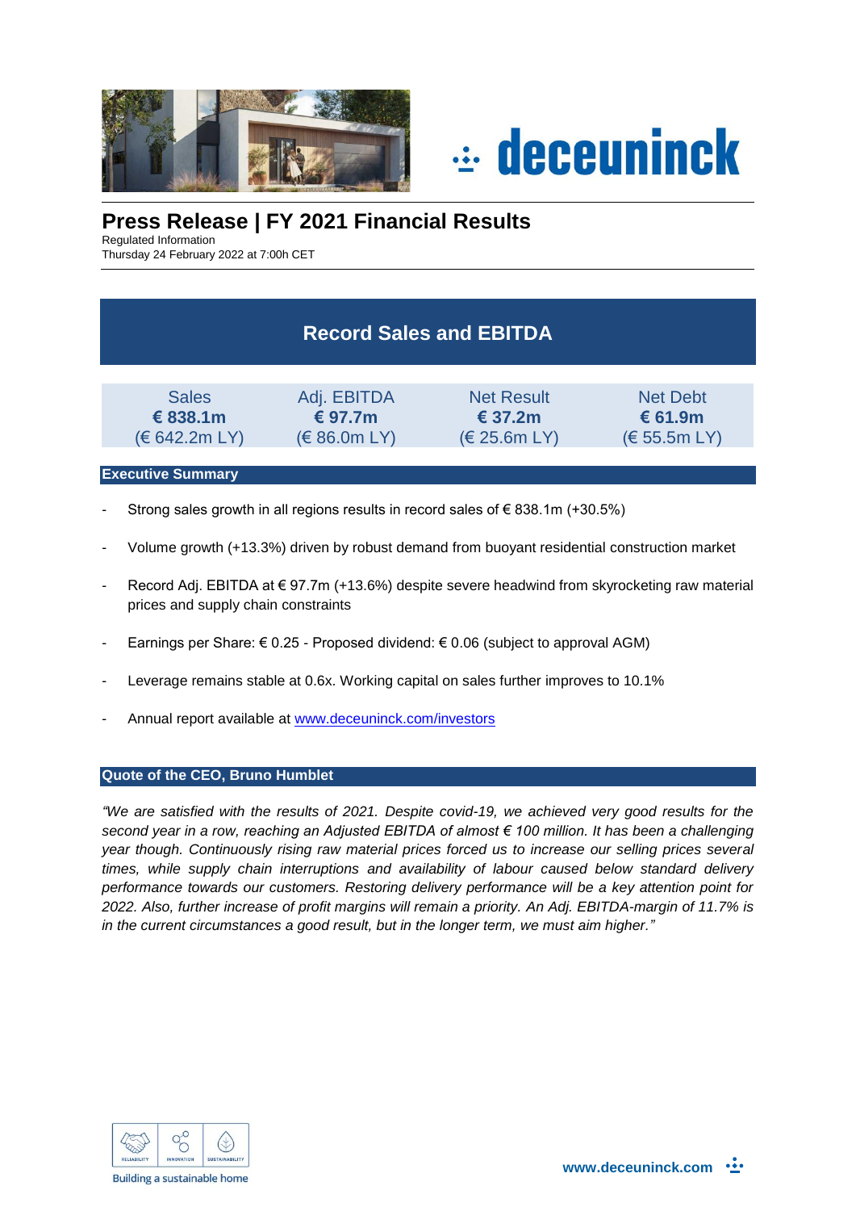# Press Release | FY 2021 Financial Results

Regulated Information
Thursday 24 February 2022 at 7:00h CET

## Record Sales and EBITDA

| Sales | Adj. EBITDA | Net Result | Net Debt |
|---|---|---|---|
| **€ 838.1m** | **€ 97.7m** | **€ 37.2m** | **€ 61.9m** |
| (€ 642.2m LY) | (€ 86.0m LY) | (€ 25.6m LY) | (€ 55.5m LY) |

### Executive Summary

- Strong sales growth in all regions results in record sales of € 838.1m (+30.5%)
- Volume growth (+13.3%) driven by robust demand from buoyant residential construction market
- Record Adj. EBITDA at € 97.7m (+13.6%) despite severe headwind from skyrocketing raw material prices and supply chain constraints
- Earnings per Share: € 0.25 - Proposed dividend: € 0.06 (subject to approval AGM)
- Leverage remains stable at 0.6x. Working capital on sales further improves to 10.1%
- Annual report available at www.deceuninck.com/investors

### Quote of the CEO, Bruno Humblet

*"We are satisfied with the results of 2021. Despite covid-19, we achieved very good results for the second year in a row, reaching an Adjusted EBITDA of almost € 100 million. It has been a challenging year though. Continuously rising raw material prices forced us to increase our selling prices several times, while supply chain interruptions and availability of labour caused below standard delivery performance towards our customers. Restoring delivery performance will be a key attention point for 2022. Also, further increase of profit margins will remain a priority. An Adj. EBITDA-margin of 11.7% is in the current circumstances a good result, but in the longer term, we must aim higher."*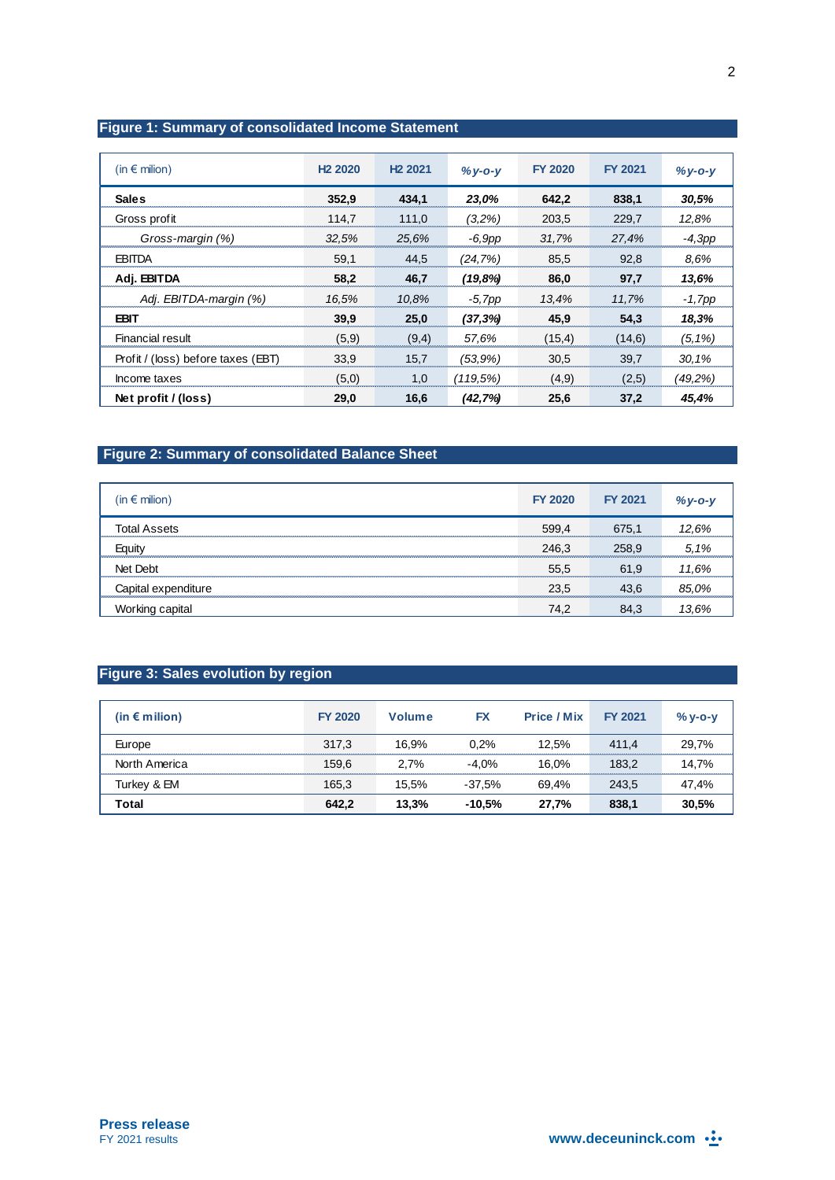## Figure 1: Summary of consolidated Income Statement

| (in € milion) | H2 2020 | H2 2021 | *%y-o-y* | FY 2020 | FY 2021 | *%y-o-y* |
|---|---|---|---|---|---|---|
| **Sales** | **352,9** | **434,1** | ***23,0%*** | **642,2** | **838,1** | ***30,5%*** |
| Gross profit | 114,7 | 111,0 | *(3,2%)* | 203,5 | 229,7 | *12,8%* |
| *Gross-margin (%)* | *32,5%* | *25,6%* | *-6,9pp* | *31,7%* | *27,4%* | *-4,3pp* |
| EBITDA | 59,1 | 44,5 | *(24,7%)* | 85,5 | 92,8 | *8,6%* |
| **Adj. EBITDA** | **58,2** | **46,7** | ***(19,8%)*** | **86,0** | **97,7** | ***13,6%*** |
| *Adj. EBITDA-margin (%)* | *16,5%* | *10,8%* | *-5,7pp* | *13,4%* | *11,7%* | *-1,7pp* |
| **EBIT** | **39,9** | **25,0** | ***(37,3%)*** | **45,9** | **54,3** | ***18,3%*** |
| Financial result | (5,9) | (9,4) | *57,6%* | (15,4) | (14,6) | *(5,1%)* |
| Profit / (loss) before taxes (EBT) | 33,9 | 15,7 | *(53,9%)* | 30,5 | 39,7 | *30,1%* |
| Income taxes | (5,0) | 1,0 | *(119,5%)* | (4,9) | (2,5) | *(49,2%)* |
| **Net profit / (loss)** | **29,0** | **16,6** | ***(42,7%)*** | **25,6** | **37,2** | ***45,4%*** |

## Figure 2: Summary of consolidated Balance Sheet

| (in € milion) | FY 2020 | FY 2021 | *%y-o-y* |
|---|---|---|---|
| Total Assets | 599,4 | 675,1 | *12,6%* |
| Equity | 246,3 | 258,9 | *5,1%* |
| Net Debt | 55,5 | 61,9 | *11,6%* |
| Capital expenditure | 23,5 | 43,6 | *85,0%* |
| Working capital | 74,2 | 84,3 | *13,6%* |

## Figure 3: Sales evolution by region

| (in € milion) | FY 2020 | Volume | FX | Price / Mix | FY 2021 | %y-o-y |
|---|---|---|---|---|---|---|
| Europe | 317,3 | 16,9% | 0,2% | 12,5% | 411,4 | 29,7% |
| North America | 159,6 | 2,7% | -4,0% | 16,0% | 183,2 | 14,7% |
| Turkey & EM | 165,3 | 15,5% | -37,5% | 69,4% | 243,5 | 47,4% |
| **Total** | **642,2** | **13,3%** | **-10,5%** | **27,7%** | **838,1** | **30,5%** |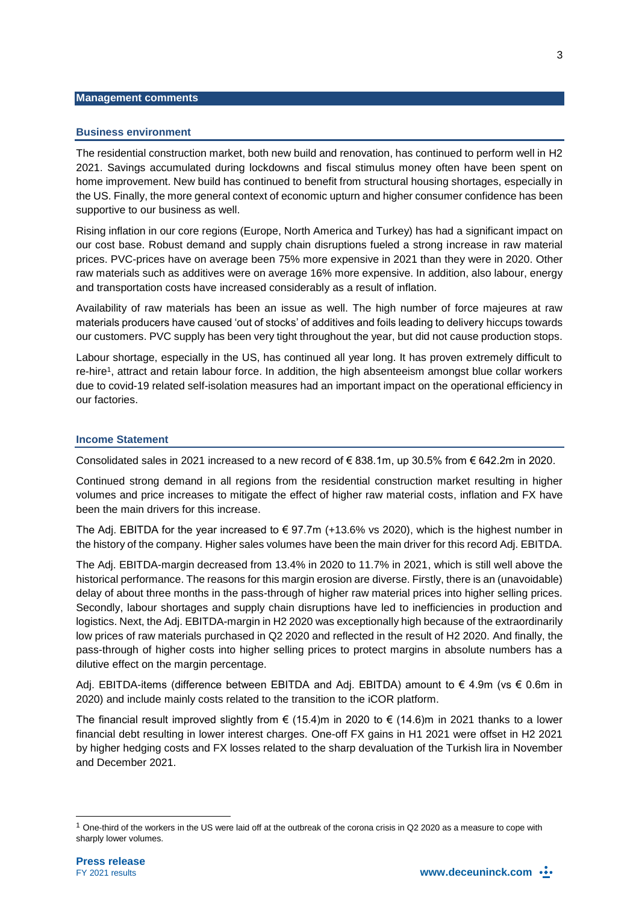## Management comments

### Business environment

The residential construction market, both new build and renovation, has continued to perform well in H2 2021. Savings accumulated during lockdowns and fiscal stimulus money often have been spent on home improvement. New build has continued to benefit from structural housing shortages, especially in the US. Finally, the more general context of economic upturn and higher consumer confidence has been supportive to our business as well.

Rising inflation in our core regions (Europe, North America and Turkey) has had a significant impact on our cost base. Robust demand and supply chain disruptions fueled a strong increase in raw material prices. PVC-prices have on average been 75% more expensive in 2021 than they were in 2020. Other raw materials such as additives were on average 16% more expensive. In addition, also labour, energy and transportation costs have increased considerably as a result of inflation.

Availability of raw materials has been an issue as well. The high number of force majeures at raw materials producers have caused 'out of stocks' of additives and foils leading to delivery hiccups towards our customers. PVC supply has been very tight throughout the year, but did not cause production stops.

Labour shortage, especially in the US, has continued all year long. It has proven extremely difficult to re-hire[1], attract and retain labour force. In addition, the high absenteeism amongst blue collar workers due to covid-19 related self-isolation measures had an important impact on the operational efficiency in our factories.

### Income Statement

Consolidated sales in 2021 increased to a new record of € 838.1m, up 30.5% from € 642.2m in 2020.

Continued strong demand in all regions from the residential construction market resulting in higher volumes and price increases to mitigate the effect of higher raw material costs, inflation and FX have been the main drivers for this increase.

The Adj. EBITDA for the year increased to € 97.7m (+13.6% vs 2020), which is the highest number in the history of the company. Higher sales volumes have been the main driver for this record Adj. EBITDA.

The Adj. EBITDA-margin decreased from 13.4% in 2020 to 11.7% in 2021, which is still well above the historical performance. The reasons for this margin erosion are diverse. Firstly, there is an (unavoidable) delay of about three months in the pass-through of higher raw material prices into higher selling prices. Secondly, labour shortages and supply chain disruptions have led to inefficiencies in production and logistics. Next, the Adj. EBITDA-margin in H2 2020 was exceptionally high because of the extraordinarily low prices of raw materials purchased in Q2 2020 and reflected in the result of H2 2020. And finally, the pass-through of higher costs into higher selling prices to protect margins in absolute numbers has a dilutive effect on the margin percentage.

Adj. EBITDA-items (difference between EBITDA and Adj. EBITDA) amount to € 4.9m (vs € 0.6m in 2020) and include mainly costs related to the transition to the iCOR platform.

The financial result improved slightly from € (15.4)m in 2020 to € (14.6)m in 2021 thanks to a lower financial debt resulting in lower interest charges. One-off FX gains in H1 2021 were offset in H2 2021 by higher hedging costs and FX losses related to the sharp devaluation of the Turkish lira in November and December 2021.

[1] One-third of the workers in the US were laid off at the outbreak of the corona crisis in Q2 2020 as a measure to cope with sharply lower volumes.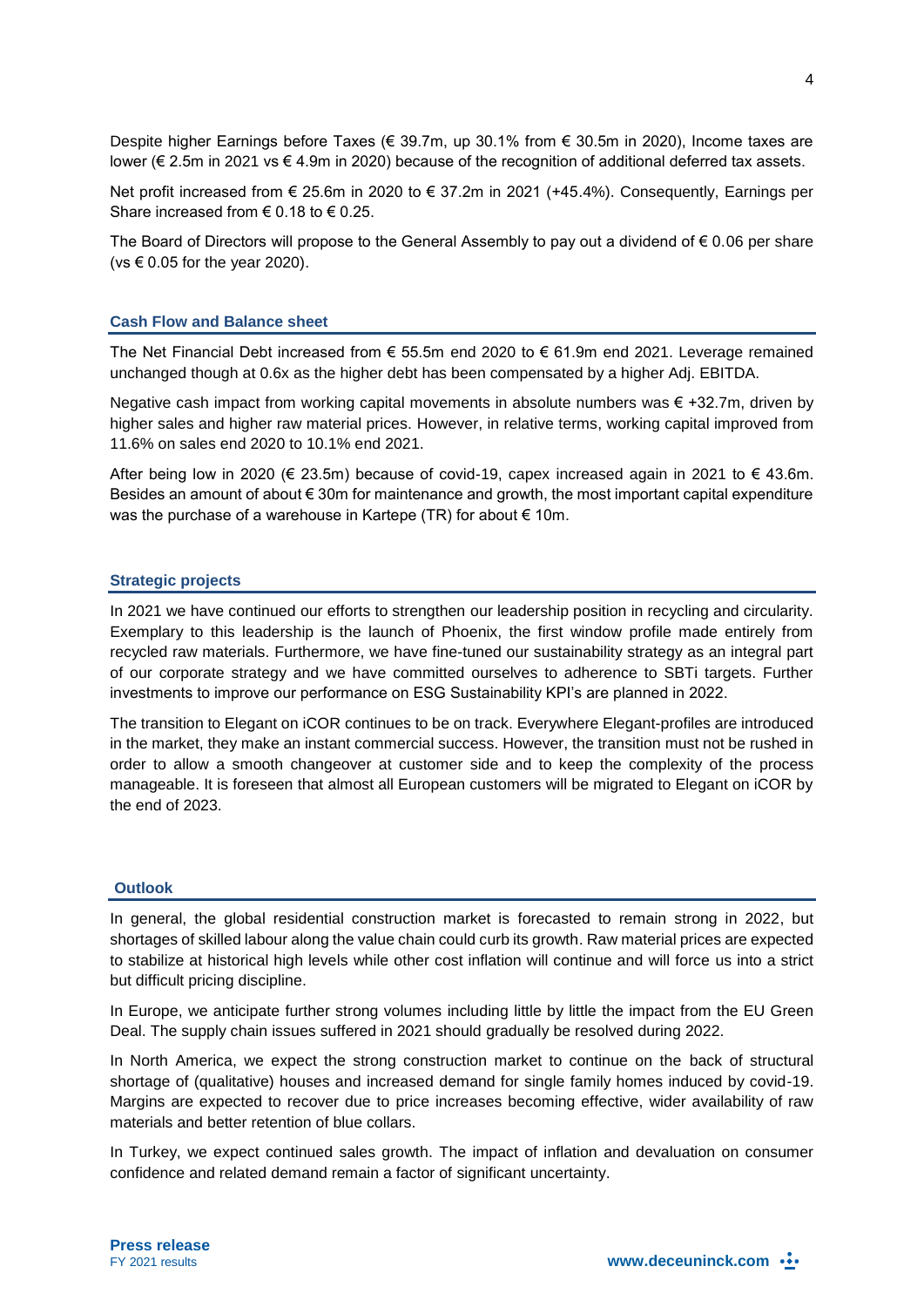Despite higher Earnings before Taxes (€ 39.7m, up 30.1% from € 30.5m in 2020), Income taxes are lower (€ 2.5m in 2021 vs € 4.9m in 2020) because of the recognition of additional deferred tax assets.

Net profit increased from € 25.6m in 2020 to € 37.2m in 2021 (+45.4%). Consequently, Earnings per Share increased from € 0.18 to € 0.25.

The Board of Directors will propose to the General Assembly to pay out a dividend of € 0.06 per share (vs € 0.05 for the year 2020).

## Cash Flow and Balance sheet

The Net Financial Debt increased from € 55.5m end 2020 to € 61.9m end 2021. Leverage remained unchanged though at 0.6x as the higher debt has been compensated by a higher Adj. EBITDA.

Negative cash impact from working capital movements in absolute numbers was € +32.7m, driven by higher sales and higher raw material prices. However, in relative terms, working capital improved from 11.6% on sales end 2020 to 10.1% end 2021.

After being low in 2020 (€ 23.5m) because of covid-19, capex increased again in 2021 to € 43.6m. Besides an amount of about € 30m for maintenance and growth, the most important capital expenditure was the purchase of a warehouse in Kartepe (TR) for about € 10m.

## Strategic projects

In 2021 we have continued our efforts to strengthen our leadership position in recycling and circularity. Exemplary to this leadership is the launch of Phoenix, the first window profile made entirely from recycled raw materials. Furthermore, we have fine-tuned our sustainability strategy as an integral part of our corporate strategy and we have committed ourselves to adherence to SBTi targets. Further investments to improve our performance on ESG Sustainability KPI's are planned in 2022.

The transition to Elegant on iCOR continues to be on track. Everywhere Elegant-profiles are introduced in the market, they make an instant commercial success. However, the transition must not be rushed in order to allow a smooth changeover at customer side and to keep the complexity of the process manageable. It is foreseen that almost all European customers will be migrated to Elegant on iCOR by the end of 2023.

## Outlook

In general, the global residential construction market is forecasted to remain strong in 2022, but shortages of skilled labour along the value chain could curb its growth. Raw material prices are expected to stabilize at historical high levels while other cost inflation will continue and will force us into a strict but difficult pricing discipline.

In Europe, we anticipate further strong volumes including little by little the impact from the EU Green Deal. The supply chain issues suffered in 2021 should gradually be resolved during 2022.

In North America, we expect the strong construction market to continue on the back of structural shortage of (qualitative) houses and increased demand for single family homes induced by covid-19. Margins are expected to recover due to price increases becoming effective, wider availability of raw materials and better retention of blue collars.

In Turkey, we expect continued sales growth. The impact of inflation and devaluation on consumer confidence and related demand remain a factor of significant uncertainty.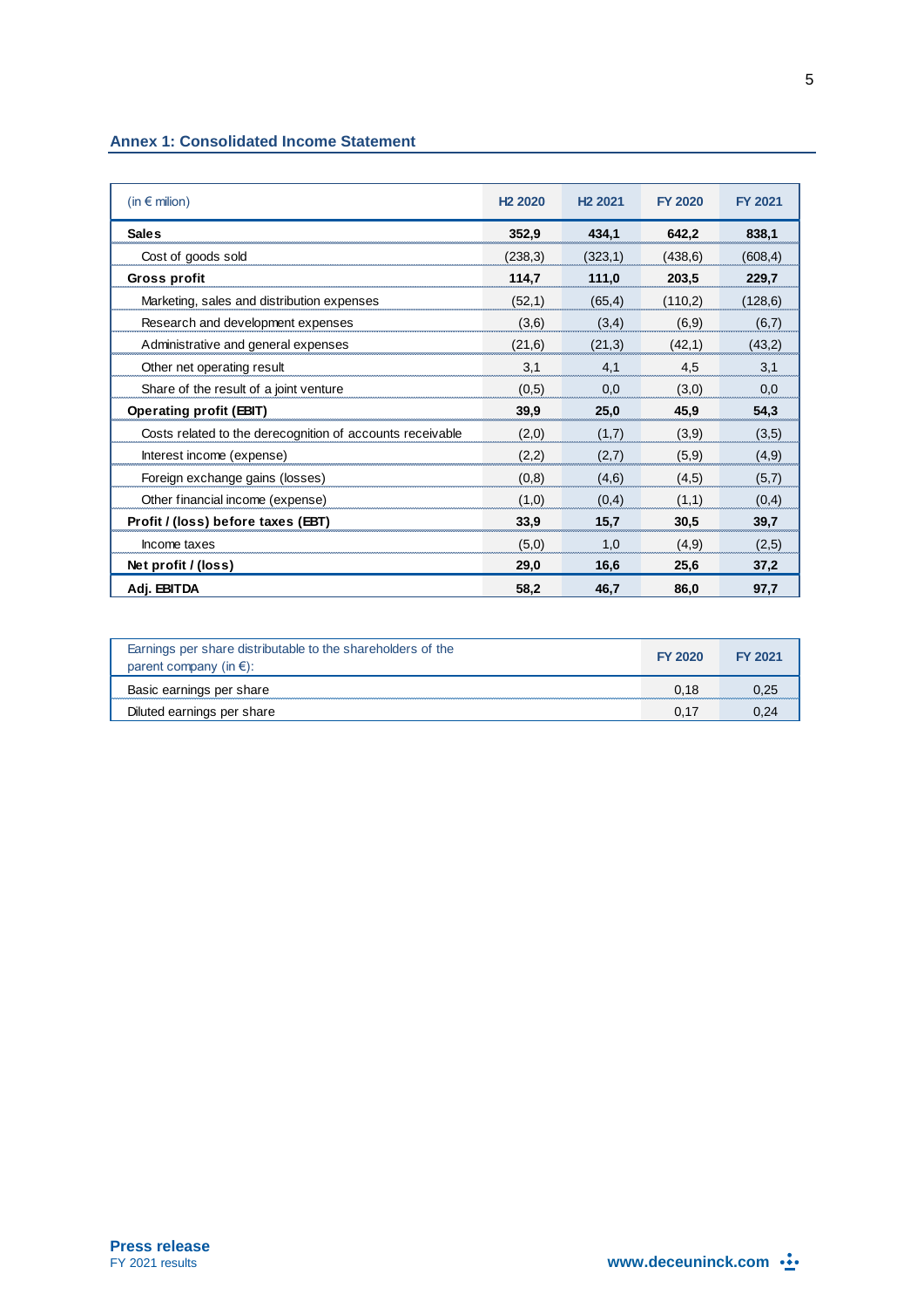## Annex 1: Consolidated Income Statement

| (in € milion) | H2 2020 | H2 2021 | FY 2020 | FY 2021 |
|---|---|---|---|---|
| **Sales** | **352,9** | **434,1** | **642,2** | **838,1** |
| Cost of goods sold | (238,3) | (323,1) | (438,6) | (608,4) |
| **Gross profit** | **114,7** | **111,0** | **203,5** | **229,7** |
| Marketing, sales and distribution expenses | (52,1) | (65,4) | (110,2) | (128,6) |
| Research and development expenses | (3,6) | (3,4) | (6,9) | (6,7) |
| Administrative and general expenses | (21,6) | (21,3) | (42,1) | (43,2) |
| Other net operating result | 3,1 | 4,1 | 4,5 | 3,1 |
| Share of the result of a joint venture | (0,5) | 0,0 | (3,0) | 0,0 |
| **Operating profit (EBIT)** | **39,9** | **25,0** | **45,9** | **54,3** |
| Costs related to the derecognition of accounts receivable | (2,0) | (1,7) | (3,9) | (3,5) |
| Interest income (expense) | (2,2) | (2,7) | (5,9) | (4,9) |
| Foreign exchange gains (losses) | (0,8) | (4,6) | (4,5) | (5,7) |
| Other financial income (expense) | (1,0) | (0,4) | (1,1) | (0,4) |
| **Profit / (loss) before taxes (EBT)** | **33,9** | **15,7** | **30,5** | **39,7** |
| Income taxes | (5,0) | 1,0 | (4,9) | (2,5) |
| **Net profit / (loss)** | **29,0** | **16,6** | **25,6** | **37,2** |
| **Adj. EBITDA** | **58,2** | **46,7** | **86,0** | **97,7** |

| Earnings per share distributable to the shareholders of the parent company (in €): | FY 2020 | FY 2021 |
|---|---|---|
| Basic earnings per share | 0,18 | 0,25 |
| Diluted earnings per share | 0,17 | 0,24 |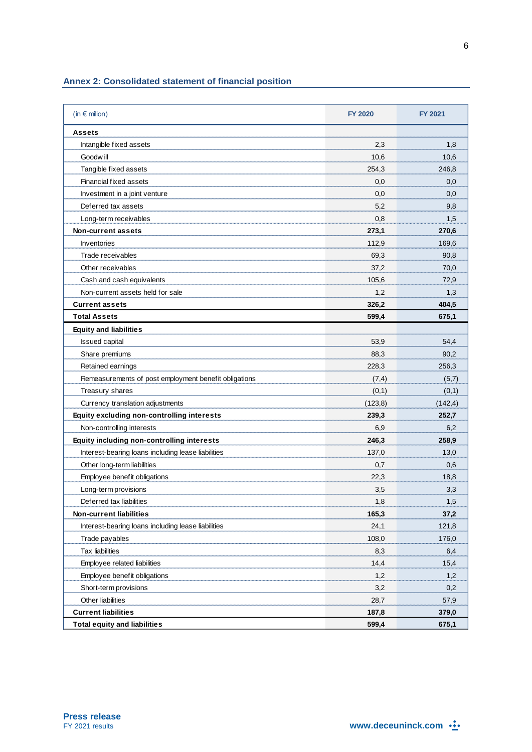## Annex 2: Consolidated statement of financial position

| (in € milion) | FY 2020 | FY 2021 |
|---|---|---|
| **Assets** | | |
| Intangible fixed assets | 2,3 | 1,8 |
| Goodw ill | 10,6 | 10,6 |
| Tangible fixed assets | 254,3 | 246,8 |
| Financial fixed assets | 0,0 | 0,0 |
| Investment in a joint venture | 0,0 | 0,0 |
| Deferred tax assets | 5,2 | 9,8 |
| Long-term receivables | 0,8 | 1,5 |
| **Non-current assets** | **273,1** | **270,6** |
| Inventories | 112,9 | 169,6 |
| Trade receivables | 69,3 | 90,8 |
| Other receivables | 37,2 | 70,0 |
| Cash and cash equivalents | 105,6 | 72,9 |
| Non-current assets held for sale | 1,2 | 1,3 |
| **Current assets** | **326,2** | **404,5** |
| **Total Assets** | **599,4** | **675,1** |
| **Equity and liabilities** | | |
| Issued capital | 53,9 | 54,4 |
| Share premiums | 88,3 | 90,2 |
| Retained earnings | 228,3 | 256,3 |
| Remeasurements of post employment benefit obligations | (7,4) | (5,7) |
| Treasury shares | (0,1) | (0,1) |
| Currency translation adjustments | (123,8) | (142,4) |
| **Equity excluding non-controlling interests** | **239,3** | **252,7** |
| Non-controlling interests | 6,9 | 6,2 |
| **Equity including non-controlling interests** | **246,3** | **258,9** |
| Interest-bearing loans including lease liabilities | 137,0 | 13,0 |
| Other long-term liabilities | 0,7 | 0,6 |
| Employee benefit obligations | 22,3 | 18,8 |
| Long-term provisions | 3,5 | 3,3 |
| Deferred tax liabilities | 1,8 | 1,5 |
| **Non-current liabilities** | **165,3** | **37,2** |
| Interest-bearing loans including lease liabilities | 24,1 | 121,8 |
| Trade payables | 108,0 | 176,0 |
| Tax liabilities | 8,3 | 6,4 |
| Employee related liabilities | 14,4 | 15,4 |
| Employee benefit obligations | 1,2 | 1,2 |
| Short-term provisions | 3,2 | 0,2 |
| Other liabilities | 28,7 | 57,9 |
| **Current liabilities** | **187,8** | **379,0** |
| **Total equity and liabilities** | **599,4** | **675,1** |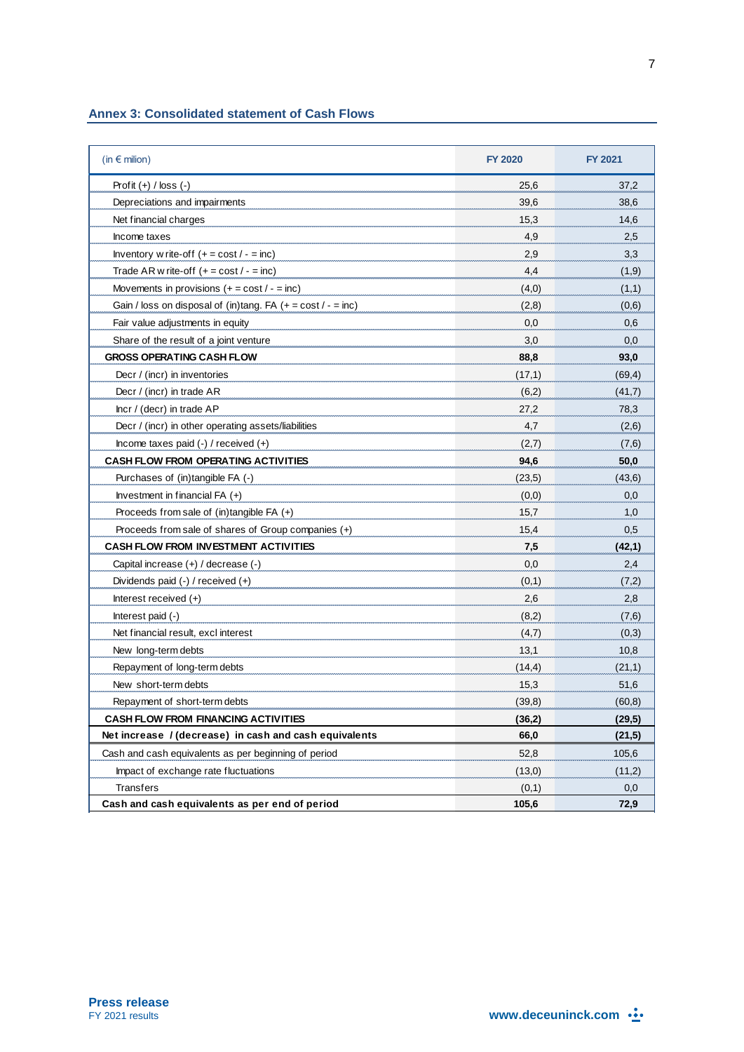## Annex 3: Consolidated statement of Cash Flows

| (in € million) | FY 2020 | FY 2021 |
|---|---|---|
| Profit (+) / loss (-) | 25,6 | 37,2 |
| Depreciations and impairments | 39,6 | 38,6 |
| Net financial charges | 15,3 | 14,6 |
| Income taxes | 4,9 | 2,5 |
| Inventory write-off (+ = cost / - = inc) | 2,9 | 3,3 |
| Trade AR write-off (+ = cost / - = inc) | 4,4 | (1,9) |
| Movements in provisions (+ = cost / - = inc) | (4,0) | (1,1) |
| Gain / loss on disposal of (in)tang. FA (+ = cost / - = inc) | (2,8) | (0,6) |
| Fair value adjustments in equity | 0,0 | 0,6 |
| Share of the result of a joint venture | 3,0 | 0,0 |
| **GROSS OPERATING CASH FLOW** | **88,8** | **93,0** |
| Decr / (incr) in inventories | (17,1) | (69,4) |
| Decr / (incr) in trade AR | (6,2) | (41,7) |
| Incr / (decr) in trade AP | 27,2 | 78,3 |
| Decr / (incr) in other operating assets/liabilities | 4,7 | (2,6) |
| Income taxes paid (-) / received (+) | (2,7) | (7,6) |
| **CASH FLOW FROM OPERATING ACTIVITIES** | **94,6** | **50,0** |
| Purchases of (in)tangible FA (-) | (23,5) | (43,6) |
| Investment in financial FA (+) | (0,0) | 0,0 |
| Proceeds from sale of (in)tangible FA (+) | 15,7 | 1,0 |
| Proceeds from sale of shares of Group companies (+) | 15,4 | 0,5 |
| **CASH FLOW FROM INVESTMENT ACTIVITIES** | **7,5** | **(42,1)** |
| Capital increase (+) / decrease (-) | 0,0 | 2,4 |
| Dividends paid (-) / received (+) | (0,1) | (7,2) |
| Interest received (+) | 2,6 | 2,8 |
| Interest paid (-) | (8,2) | (7,6) |
| Net financial result, excl interest | (4,7) | (0,3) |
| New long-term debts | 13,1 | 10,8 |
| Repayment of long-term debts | (14,4) | (21,1) |
| New short-term debts | 15,3 | 51,6 |
| Repayment of short-term debts | (39,8) | (60,8) |
| **CASH FLOW FROM FINANCING ACTIVITIES** | **(36,2)** | **(29,5)** |
| **Net increase / (decrease) in cash and cash equivalents** | **66,0** | **(21,5)** |
| Cash and cash equivalents as per beginning of period | 52,8 | 105,6 |
| Impact of exchange rate fluctuations | (13,0) | (11,2) |
| Transfers | (0,1) | 0,0 |
| **Cash and cash equivalents as per end of period** | **105,6** | **72,9** |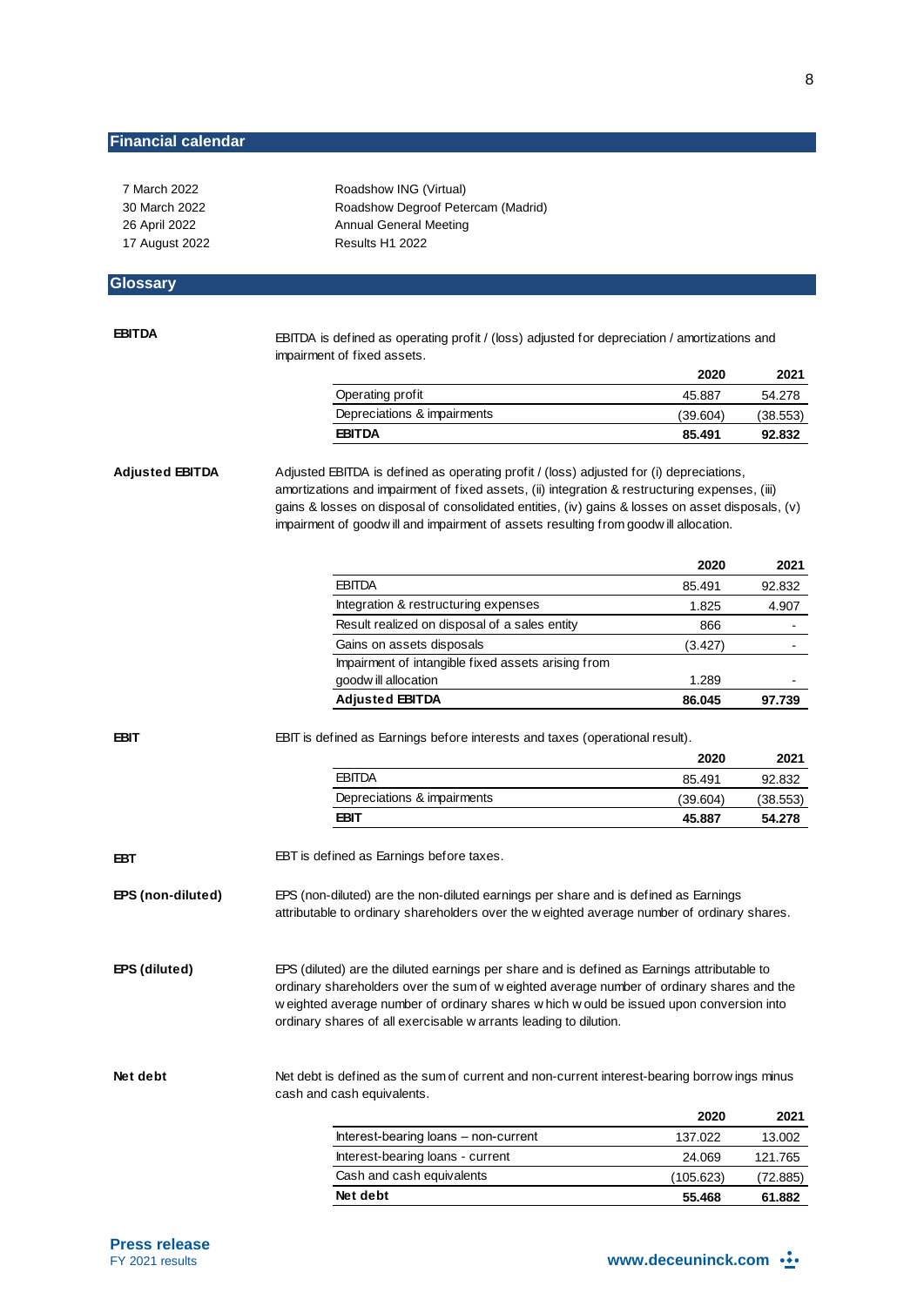## Financial calendar

| | |
|---|---|
| 7 March 2022 | Roadshow ING (Virtual) |
| 30 March 2022 | Roadshow Degroof Petercam (Madrid) |
| 26 April 2022 | Annual General Meeting |
| 17 August 2022 | Results H1 2022 |

## Glossary

**EBITDA**

EBITDA is defined as operating profit / (loss) adjusted for depreciation / amortizations and impairment of fixed assets.

| | 2020 | 2021 |
|---|---|---|
| Operating profit | 45.887 | 54.278 |
| Depreciations & impairments | (39.604) | (38.553) |
| **EBITDA** | **85.491** | **92.832** |

**Adjusted EBITDA**

Adjusted EBITDA is defined as operating profit / (loss) adjusted for (i) depreciations, amortizations and impairment of fixed assets, (ii) integration & restructuring expenses, (iii) gains & losses on disposal of consolidated entities, (iv) gains & losses on asset disposals, (v) impairment of goodwill and impairment of assets resulting from goodwill allocation.

| | 2020 | 2021 |
|---|---|---|
| EBITDA | 85.491 | 92.832 |
| Integration & restructuring expenses | 1.825 | 4.907 |
| Result realized on disposal of a sales entity | 866 | - |
| Gains on assets disposals | (3.427) | - |
| Impairment of intangible fixed assets arising from goodwill allocation | 1.289 | - |
| **Adjusted EBITDA** | **86.045** | **97.739** |

**EBIT**

EBIT is defined as Earnings before interests and taxes (operational result).

| | 2020 | 2021 |
|---|---|---|
| EBITDA | 85.491 | 92.832 |
| Depreciations & impairments | (39.604) | (38.553) |
| **EBIT** | **45.887** | **54.278** |

**EBT**

EBT is defined as Earnings before taxes.

**EPS (non-diluted)**

EPS (non-diluted) are the non-diluted earnings per share and is defined as Earnings attributable to ordinary shareholders over the weighted average number of ordinary shares.

**EPS (diluted)**

EPS (diluted) are the diluted earnings per share and is defined as Earnings attributable to ordinary shareholders over the sum of weighted average number of ordinary shares and the weighted average number of ordinary shares which would be issued upon conversion into ordinary shares of all exercisable warrants leading to dilution.

**Net debt**

Net debt is defined as the sum of current and non-current interest-bearing borrowings minus cash and cash equivalents.

| | 2020 | 2021 |
|---|---|---|
| Interest-bearing loans – non-current | 137.022 | 13.002 |
| Interest-bearing loans - current | 24.069 | 121.765 |
| Cash and cash equivalents | (105.623) | (72.885) |
| **Net debt** | **55.468** | **61.882** |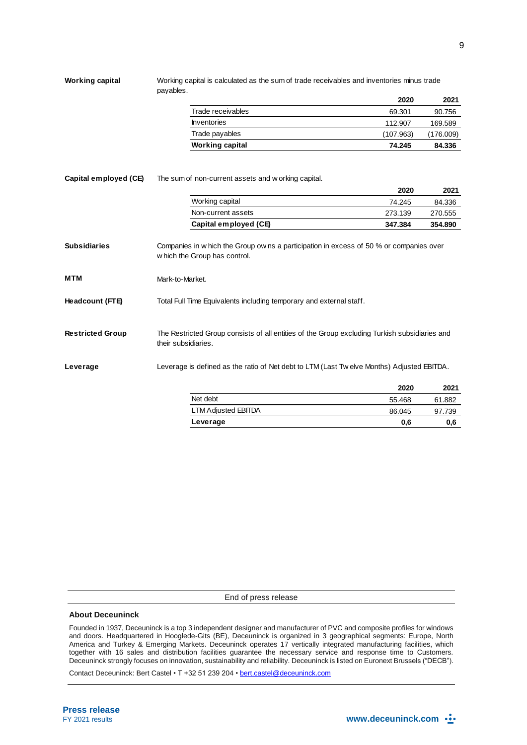**Working capital** Working capital is calculated as the sum of trade receivables and inventories minus trade payables.

| | 2020 | 2021 |
|---|---|---|
| Trade receivables | 69.301 | 90.756 |
| Inventories | 112.907 | 169.589 |
| Trade payables | (107.963) | (176.009) |
| **Working capital** | **74.245** | **84.336** |

**Capital employed (CE)** The sum of non-current assets and working capital.

| | 2020 | 2021 |
|---|---|---|
| Working capital | 74.245 | 84.336 |
| Non-current assets | 273.139 | 270.555 |
| **Capital employed (CE)** | **347.384** | **354.890** |

**Subsidiaries** Companies in which the Group owns a participation in excess of 50 % or companies over which the Group has control.

**MTM** Mark-to-Market.

**Headcount (FTE)** Total Full Time Equivalents including temporary and external staff.

**Restricted Group** The Restricted Group consists of all entities of the Group excluding Turkish subsidiaries and their subsidiaries.

**Leverage** Leverage is defined as the ratio of Net debt to LTM (Last Twelve Months) Adjusted EBITDA.

| | 2020 | 2021 |
|---|---|---|
| Net debt | 55.468 | 61.882 |
| LTM Adjusted EBITDA | 86.045 | 97.739 |
| **Leverage** | **0,6** | **0,6** |

End of press release

### About Deceuninck

Founded in 1937, Deceuninck is a top 3 independent designer and manufacturer of PVC and composite profiles for windows and doors. Headquartered in Hooglede-Gits (BE), Deceuninck is organized in 3 geographical segments: Europe, North America and Turkey & Emerging Markets. Deceuninck operates 17 vertically integrated manufacturing facilities, which together with 16 sales and distribution facilities guarantee the necessary service and response time to Customers. Deceuninck strongly focuses on innovation, sustainability and reliability. Deceuninck is listed on Euronext Brussels ("DECB").

Contact Deceuninck: Bert Castel • T +32 51 239 204 • bert.castel@deceuninck.com